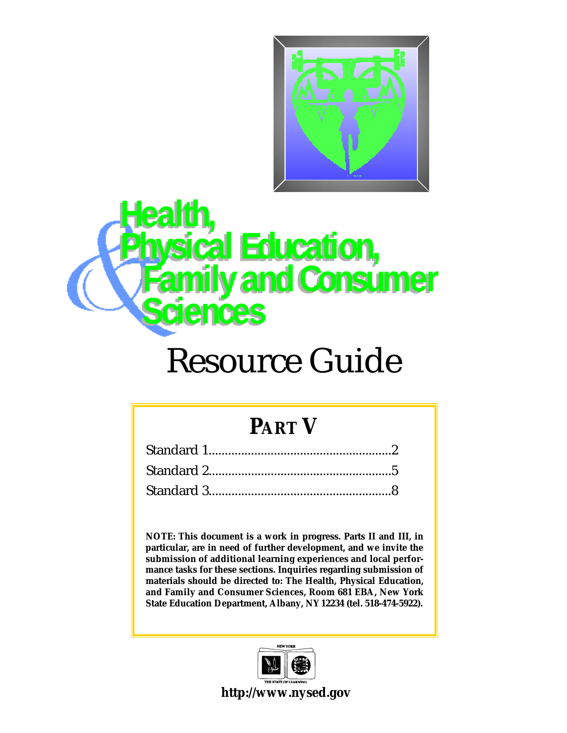# Health, Physical Education, Family and Consumer Sciences

# Resource Guide

## PART V

Standard 1.......................................................2

Standard 2.......................................................5

Standard 3.......................................................8

**NOTE: This document is a work in progress. Parts II and III, in particular, are in need of further development, and we invite the submission of additional learning experiences and local performance tasks for these sections. Inquiries regarding submission of materials should be directed to: The Health, Physical Education, and Family and Consumer Sciences, Room 681 EBA, New York State Education Department, Albany, NY 12234 (tel. 518-474-5922).**

NEW YORK

THE STATE OF LEARNING

**http://www.nysed.gov**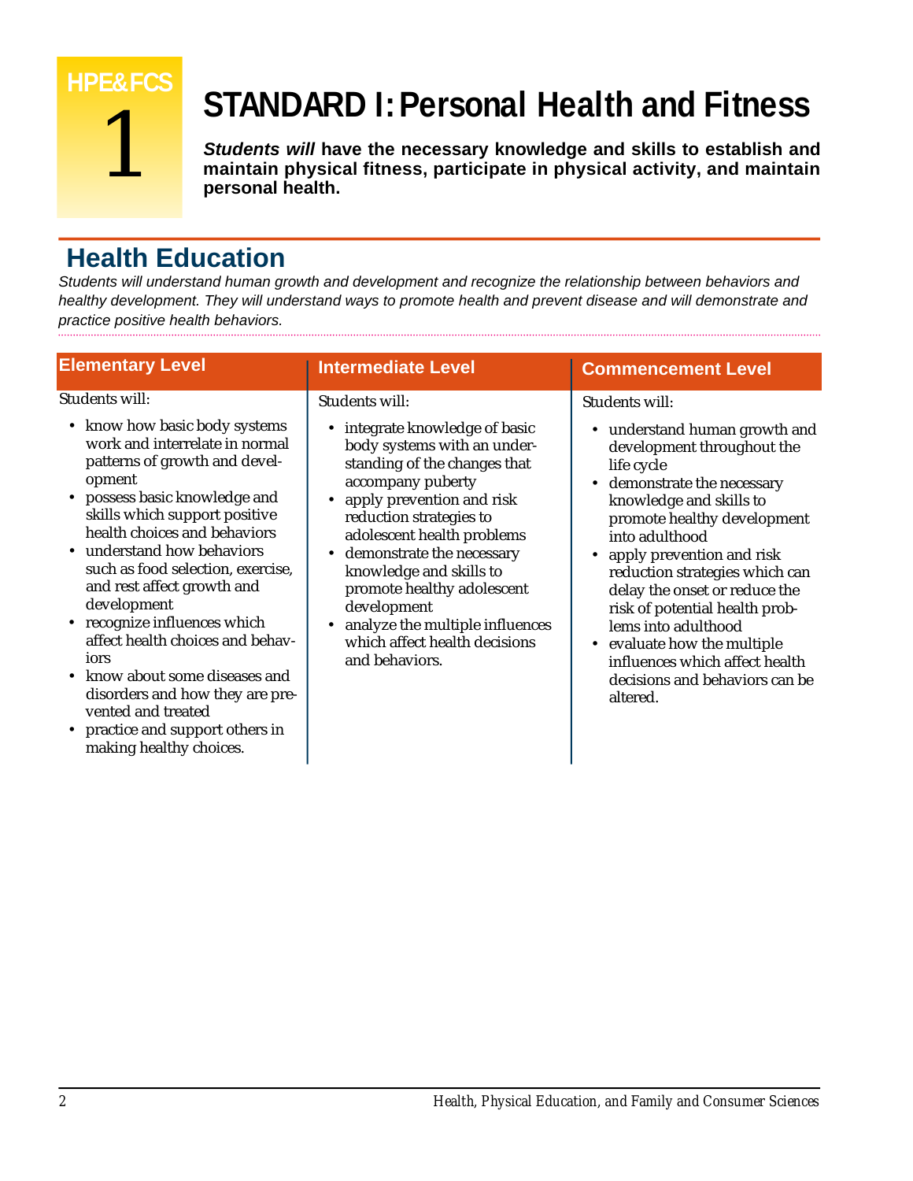HPE&FCS 1

# STANDARD I: Personal Health and Fitness

***Students will*** **have the necessary knowledge and skills to establish and maintain physical fitness, participate in physical activity, and maintain personal health.**

## Health Education

*Students will understand human growth and development and recognize the relationship between behaviors and healthy development. They will understand ways to promote health and prevent disease and will demonstrate and practice positive health behaviors.*

### Elementary Level

Students will:

- know how basic body systems work and interrelate in normal patterns of growth and development
- possess basic knowledge and skills which support positive health choices and behaviors
- understand how behaviors such as food selection, exercise, and rest affect growth and development
- recognize influences which affect health choices and behaviors
- know about some diseases and disorders and how they are prevented and treated
- practice and support others in making healthy choices.

### Intermediate Level

Students will:

- integrate knowledge of basic body systems with an understanding of the changes that accompany puberty
- apply prevention and risk reduction strategies to adolescent health problems
- demonstrate the necessary knowledge and skills to promote healthy adolescent development
- analyze the multiple influences which affect health decisions and behaviors.

### Commencement Level

Students will:

- understand human growth and development throughout the life cycle
- demonstrate the necessary knowledge and skills to promote healthy development into adulthood
- apply prevention and risk reduction strategies which can delay the onset or reduce the risk of potential health problems into adulthood
- evaluate how the multiple influences which affect health decisions and behaviors can be altered.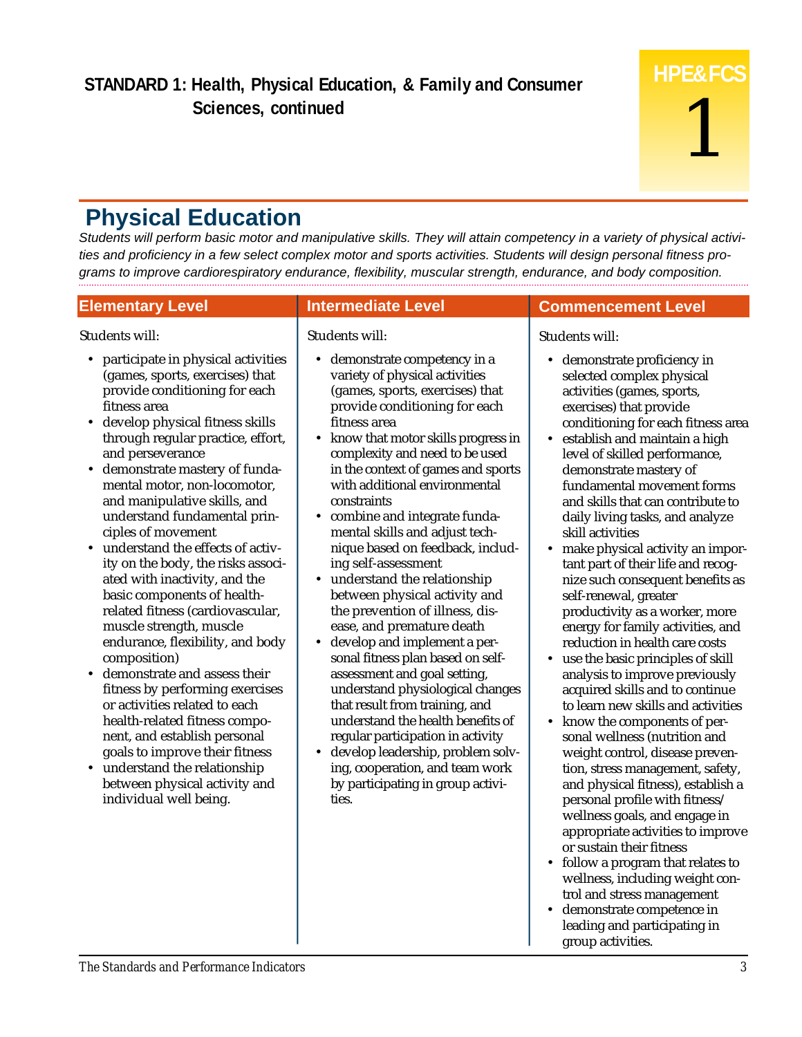## STANDARD 1: Health, Physical Education, & Family and Consumer Sciences, continued

HPE&FCS 1

# Physical Education

*Students will perform basic motor and manipulative skills. They will attain competency in a variety of physical activities and proficiency in a few select complex motor and sports activities. Students will design personal fitness programs to improve cardiorespiratory endurance, flexibility, muscular strength, endurance, and body composition.*

## Elementary Level

Students will:

- participate in physical activities (games, sports, exercises) that provide conditioning for each fitness area
- develop physical fitness skills through regular practice, effort, and perseverance
- demonstrate mastery of fundamental motor, non-locomotor, and manipulative skills, and understand fundamental principles of movement
- understand the effects of activity on the body, the risks associated with inactivity, and the basic components of health-related fitness (cardiovascular, muscle strength, muscle endurance, flexibility, and body composition)
- demonstrate and assess their fitness by performing exercises or activities related to each health-related fitness component, and establish personal goals to improve their fitness
- understand the relationship between physical activity and individual well being.

## Intermediate Level

Students will:

- demonstrate competency in a variety of physical activities (games, sports, exercises) that provide conditioning for each fitness area
- know that motor skills progress in complexity and need to be used in the context of games and sports with additional environmental constraints
- combine and integrate fundamental skills and adjust technique based on feedback, including self-assessment
- understand the relationship between physical activity and the prevention of illness, disease, and premature death
- develop and implement a personal fitness plan based on self-assessment and goal setting, understand physiological changes that result from training, and understand the health benefits of regular participation in activity
- develop leadership, problem solving, cooperation, and team work by participating in group activities.

## Commencement Level

Students will:

- demonstrate proficiency in selected complex physical activities (games, sports, exercises) that provide conditioning for each fitness area
- establish and maintain a high level of skilled performance, demonstrate mastery of fundamental movement forms and skills that can contribute to daily living tasks, and analyze skill activities
- make physical activity an important part of their life and recognize such consequent benefits as self-renewal, greater productivity as a worker, more energy for family activities, and reduction in health care costs
- use the basic principles of skill analysis to improve previously acquired skills and to continue to learn new skills and activities
- know the components of personal wellness (nutrition and weight control, disease prevention, stress management, safety, and physical fitness), establish a personal profile with fitness/wellness goals, and engage in appropriate activities to improve or sustain their fitness
- follow a program that relates to wellness, including weight control and stress management
- demonstrate competence in leading and participating in group activities.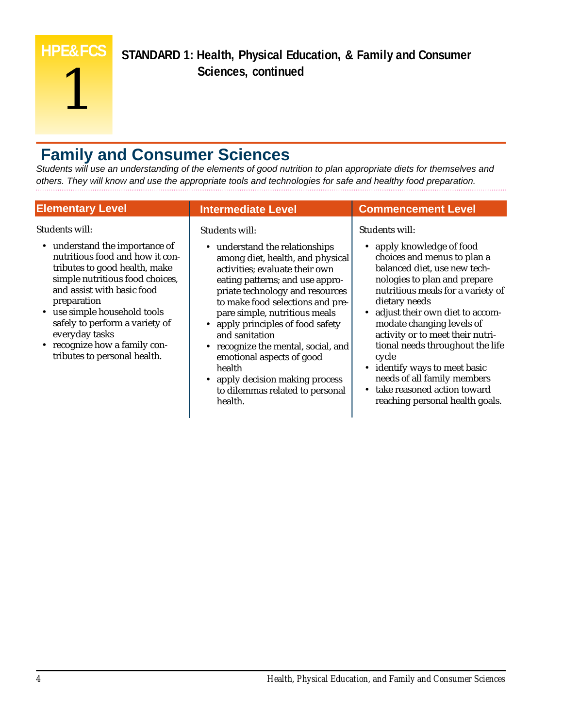HPE&FCS 1

**STANDARD 1: Health, Physical Education, & Family and Consumer Sciences, continued**

## Family and Consumer Sciences

*Students will use an understanding of the elements of good nutrition to plan appropriate diets for themselves and others. They will know and use the appropriate tools and technologies for safe and healthy food preparation.*

### Elementary Level

Students will:

- understand the importance of nutritious food and how it contributes to good health, make simple nutritious food choices, and assist with basic food preparation
- use simple household tools safely to perform a variety of everyday tasks
- recognize how a family contributes to personal health.

### Intermediate Level

Students will:

- understand the relationships among diet, health, and physical activities; evaluate their own eating patterns; and use appropriate technology and resources to make food selections and prepare simple, nutritious meals
- apply principles of food safety and sanitation
- recognize the mental, social, and emotional aspects of good health
- apply decision making process to dilemmas related to personal health.

### Commencement Level

Students will:

- apply knowledge of food choices and menus to plan a balanced diet, use new technologies to plan and prepare nutritious meals for a variety of dietary needs
- adjust their own diet to accommodate changing levels of activity or to meet their nutritional needs throughout the life cycle
- identify ways to meet basic needs of all family members
- take reasoned action toward reaching personal health goals.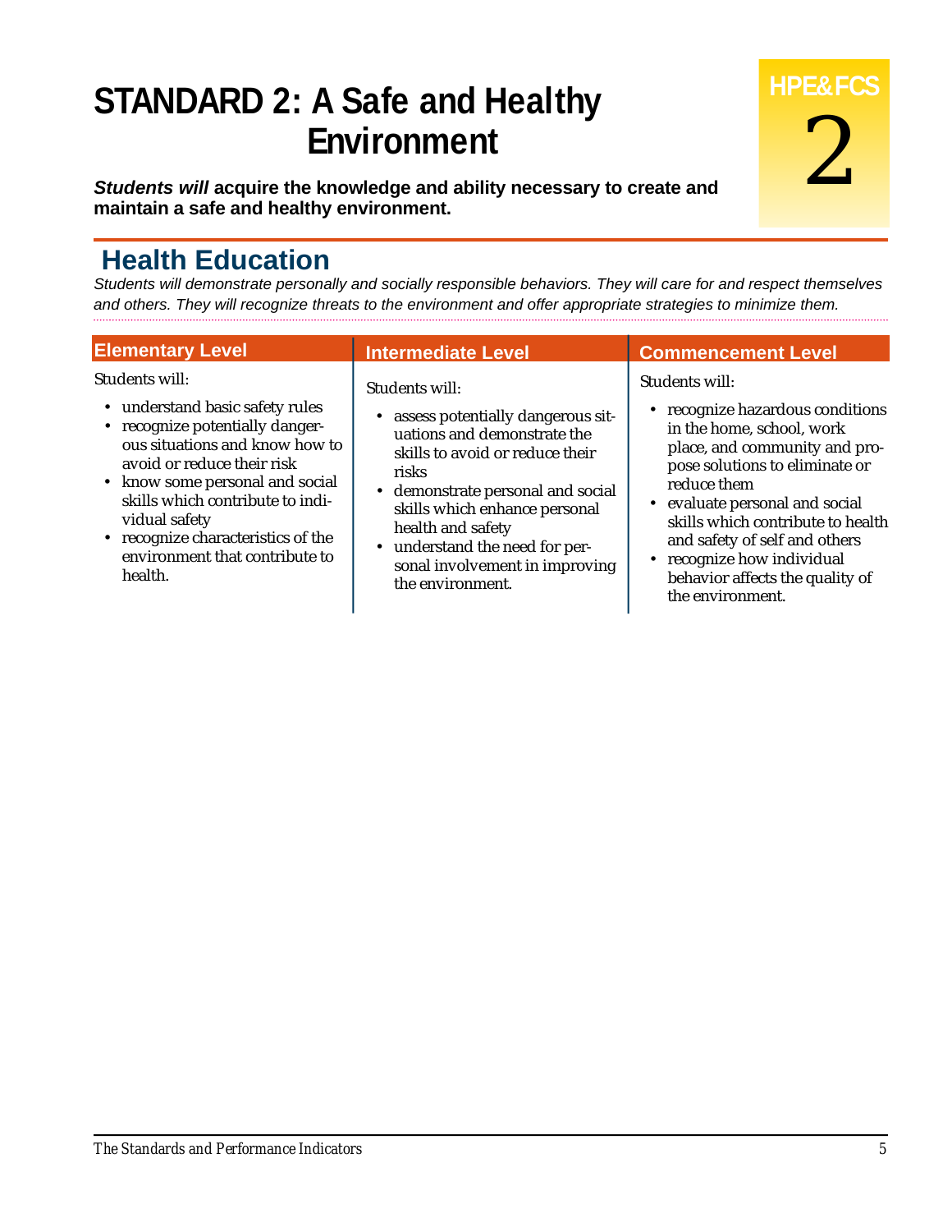# STANDARD 2: A Safe and Healthy Environment

HPE& FCS 2

***Students will*** **acquire the knowledge and ability necessary to create and maintain a safe and healthy environment.**

## Health Education

*Students will demonstrate personally and socially responsible behaviors. They will care for and respect themselves and others. They will recognize threats to the environment and offer appropriate strategies to minimize them.*

### Elementary Level

Students will:

- understand basic safety rules
- recognize potentially dangerous situations and know how to avoid or reduce their risk
- know some personal and social skills which contribute to individual safety
- recognize characteristics of the environment that contribute to health.

### Intermediate Level

Students will:

- assess potentially dangerous situations and demonstrate the skills to avoid or reduce their risks
- demonstrate personal and social skills which enhance personal health and safety
- understand the need for personal involvement in improving the environment.

### Commencement Level

Students will:

- recognize hazardous conditions in the home, school, work place, and community and propose solutions to eliminate or reduce them
- evaluate personal and social skills which contribute to health and safety of self and others
- recognize how individual behavior affects the quality of the environment.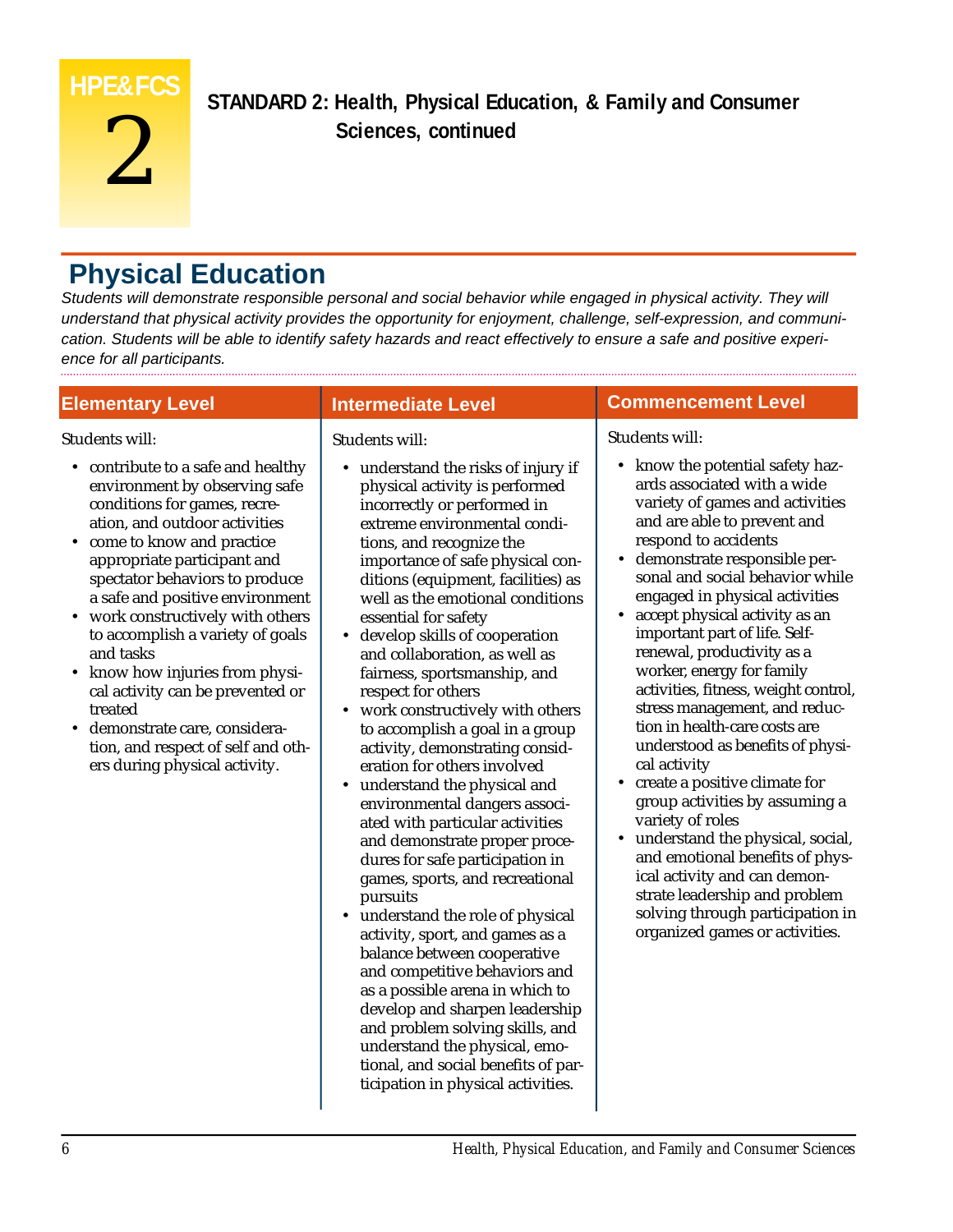# STANDARD 2: Health, Physical Education, & Family and Consumer Sciences, continued

## Physical Education

*Students will demonstrate responsible personal and social behavior while engaged in physical activity. They will understand that physical activity provides the opportunity for enjoyment, challenge, self-expression, and communication. Students will be able to identify safety hazards and react effectively to ensure a safe and positive experience for all participants.*

### Elementary Level

Students will:

- contribute to a safe and healthy environment by observing safe conditions for games, recreation, and outdoor activities
- come to know and practice appropriate participant and spectator behaviors to produce a safe and positive environment
- work constructively with others to accomplish a variety of goals and tasks
- know how injuries from physical activity can be prevented or treated
- demonstrate care, consideration, and respect of self and others during physical activity.

### Intermediate Level

Students will:

- understand the risks of injury if physical activity is performed incorrectly or performed in extreme environmental conditions, and recognize the importance of safe physical conditions (equipment, facilities) as well as the emotional conditions essential for safety
- develop skills of cooperation and collaboration, as well as fairness, sportsmanship, and respect for others
- work constructively with others to accomplish a goal in a group activity, demonstrating consideration for others involved
- understand the physical and environmental dangers associated with particular activities and demonstrate proper procedures for safe participation in games, sports, and recreational pursuits
- understand the role of physical activity, sport, and games as a balance between cooperative and competitive behaviors and as a possible arena in which to develop and sharpen leadership and problem solving skills, and understand the physical, emotional, and social benefits of participation in physical activities.

### Commencement Level

Students will:

- know the potential safety hazards associated with a wide variety of games and activities and are able to prevent and respond to accidents
- demonstrate responsible personal and social behavior while engaged in physical activities
- accept physical activity as an important part of life. Self-renewal, productivity as a worker, energy for family activities, fitness, weight control, stress management, and reduction in health-care costs are understood as benefits of physical activity
- create a positive climate for group activities by assuming a variety of roles
- understand the physical, social, and emotional benefits of physical activity and can demonstrate leadership and problem solving through participation in organized games or activities.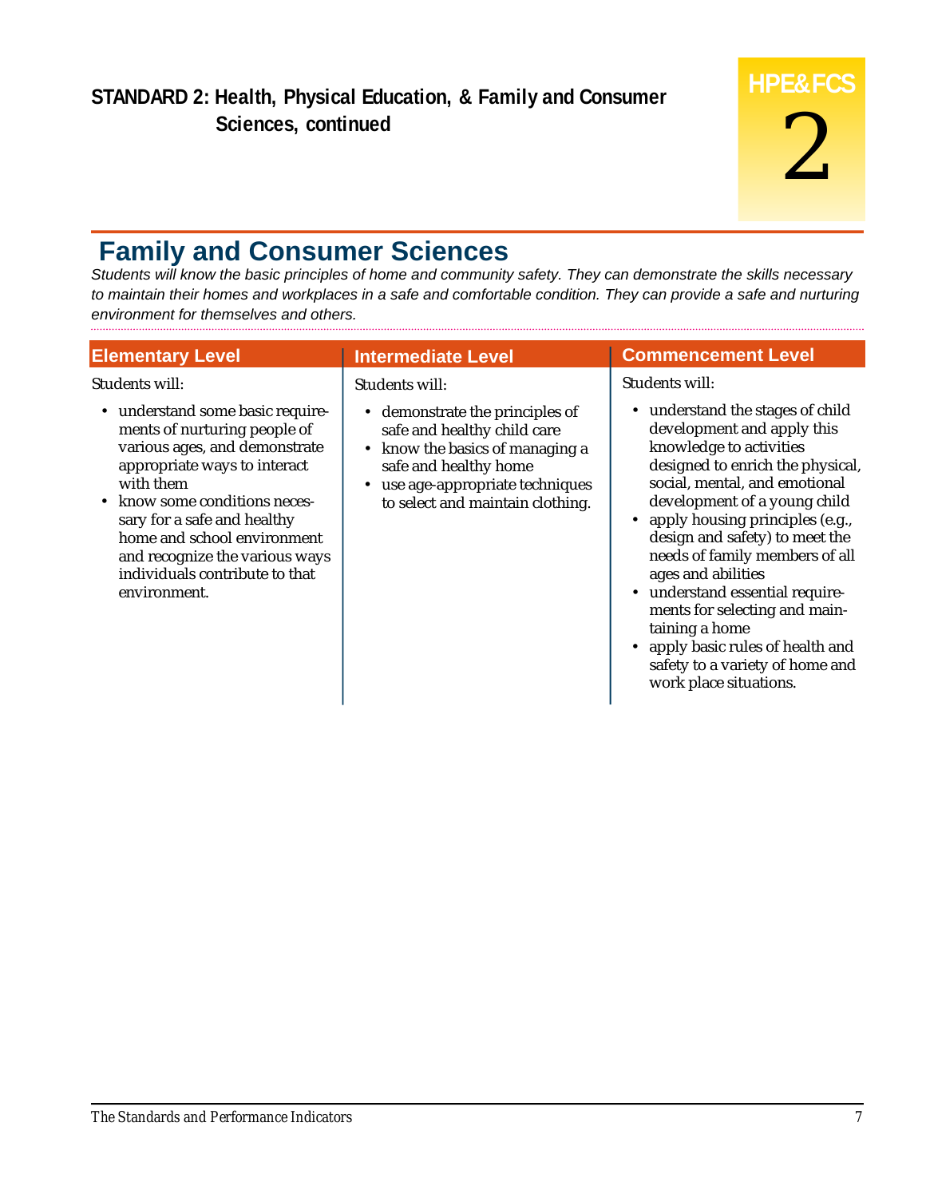**STANDARD 2: Health, Physical Education, & Family and Consumer Sciences, continued**

**HPE&FCS 2**

## Family and Consumer Sciences

*Students will know the basic principles of home and community safety. They can demonstrate the skills necessary to maintain their homes and workplaces in a safe and comfortable condition. They can provide a safe and nurturing environment for themselves and others.*

### Elementary Level

Students will:

- understand some basic requirements of nurturing people of various ages, and demonstrate appropriate ways to interact with them
- know some conditions necessary for a safe and healthy home and school environment and recognize the various ways individuals contribute to that environment.

### Intermediate Level

Students will:

- demonstrate the principles of safe and healthy child care
- know the basics of managing a safe and healthy home
- use age-appropriate techniques to select and maintain clothing.

### Commencement Level

Students will:

- understand the stages of child development and apply this knowledge to activities designed to enrich the physical, social, mental, and emotional development of a young child
- apply housing principles (e.g., design and safety) to meet the needs of family members of all ages and abilities
- understand essential requirements for selecting and maintaining a home
- apply basic rules of health and safety to a variety of home and work place situations.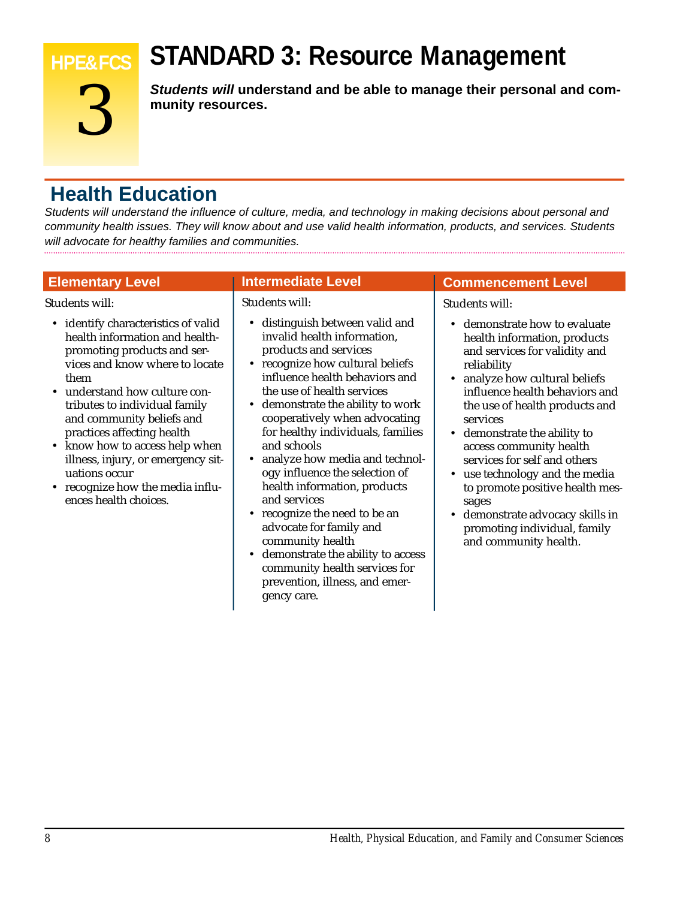# STANDARD 3: Resource Management

HPE&FCS 3

***Students will*** **understand and be able to manage their personal and community resources.**

## Health Education

*Students will understand the influence of culture, media, and technology in making decisions about personal and community health issues. They will know about and use valid health information, products, and services. Students will advocate for healthy families and communities.*

### Elementary Level

Students will:

- identify characteristics of valid health information and health-promoting products and services and know where to locate them
- understand how culture contributes to individual family and community beliefs and practices affecting health
- know how to access help when illness, injury, or emergency situations occur
- recognize how the media influences health choices.

### Intermediate Level

Students will:

- distinguish between valid and invalid health information, products and services
- recognize how cultural beliefs influence health behaviors and the use of health services
- demonstrate the ability to work cooperatively when advocating for healthy individuals, families and schools
- analyze how media and technology influence the selection of health information, products and services
- recognize the need to be an advocate for family and community health
- demonstrate the ability to access community health services for prevention, illness, and emergency care.

### Commencement Level

Students will:

- demonstrate how to evaluate health information, products and services for validity and reliability
- analyze how cultural beliefs influence health behaviors and the use of health products and services
- demonstrate the ability to access community health services for self and others
- use technology and the media to promote positive health messages
- demonstrate advocacy skills in promoting individual, family and community health.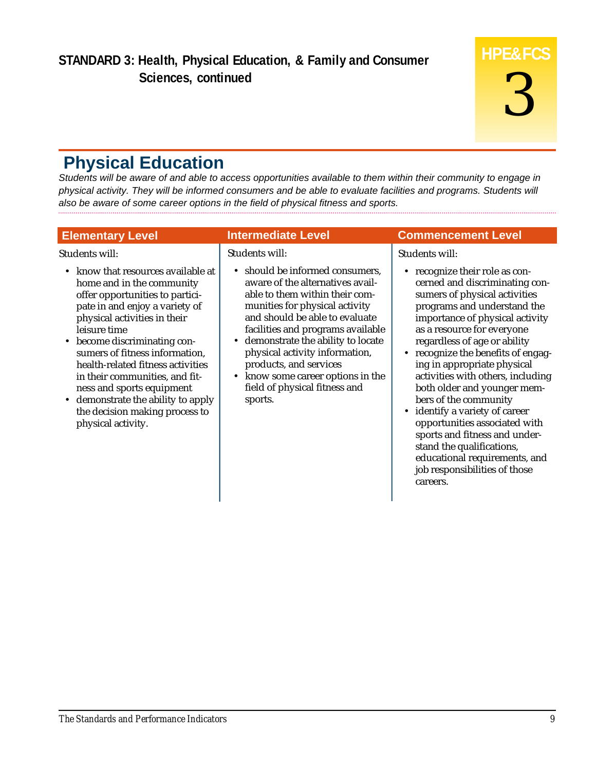## STANDARD 3: Health, Physical Education, & Family and Consumer Sciences, continued

**HPE&FCS 3**

# Physical Education

*Students will be aware of and able to access opportunities available to them within their community to engage in physical activity. They will be informed consumers and be able to evaluate facilities and programs. Students will also be aware of some career options in the field of physical fitness and sports.*

### Elementary Level

Students will:

- know that resources available at home and in the community offer opportunities to participate in and enjoy a variety of physical activities in their leisure time
- become discriminating consumers of fitness information, health-related fitness activities in their communities, and fitness and sports equipment
- demonstrate the ability to apply the decision making process to physical activity.

### Intermediate Level

Students will:

- should be informed consumers, aware of the alternatives available to them within their communities for physical activity and should be able to evaluate facilities and programs available
- demonstrate the ability to locate physical activity information, products, and services
- know some career options in the field of physical fitness and sports.

### Commencement Level

Students will:

- recognize their role as concerned and discriminating consumers of physical activities programs and understand the importance of physical activity as a resource for everyone regardless of age or ability
- recognize the benefits of engaging in appropriate physical activities with others, including both older and younger members of the community
- identify a variety of career opportunities associated with sports and fitness and understand the qualifications, educational requirements, and job responsibilities of those careers.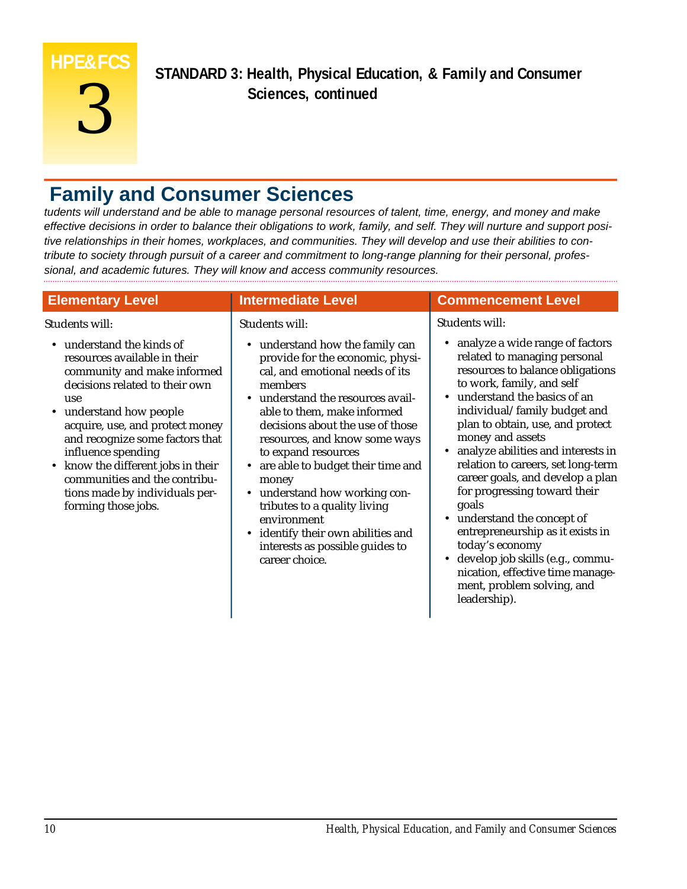HPE&FCS 3

**STANDARD 3: Health, Physical Education, & Family and Consumer Sciences, continued**

## Family and Consumer Sciences

*tudents will understand and be able to manage personal resources of talent, time, energy, and money and make effective decisions in order to balance their obligations to work, family, and self. They will nurture and support positive relationships in their homes, workplaces, and communities. They will develop and use their abilities to contribute to society through pursuit of a career and commitment to long-range planning for their personal, professional, and academic futures. They will know and access community resources.*

### Elementary Level

Students will:

- understand the kinds of resources available in their community and make informed decisions related to their own use
- understand how people acquire, use, and protect money and recognize some factors that influence spending
- know the different jobs in their communities and the contributions made by individuals performing those jobs.

### Intermediate Level

Students will:

- understand how the family can provide for the economic, physical, and emotional needs of its members
- understand the resources available to them, make informed decisions about the use of those resources, and know some ways to expand resources
- are able to budget their time and money
- understand how working contributes to a quality living environment
- identify their own abilities and interests as possible guides to career choice.

### Commencement Level

Students will:

- analyze a wide range of factors related to managing personal resources to balance obligations to work, family, and self
- understand the basics of an individual/family budget and plan to obtain, use, and protect money and assets
- analyze abilities and interests in relation to careers, set long-term career goals, and develop a plan for progressing toward their goals
- understand the concept of entrepreneurship as it exists in today's economy
- develop job skills (e.g., communication, effective time management, problem solving, and leadership).